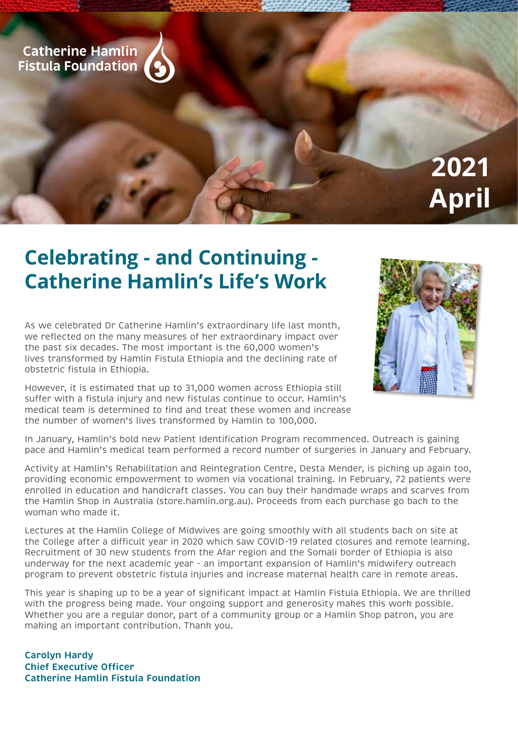Catherine Hamlin Fistula Foundation

2021 April

# Celebrating - and Continuing - Catherine Hamlin's Life's Work

As we celebrated Dr Catherine Hamlin's extraordinary life last month, we reflected on the many measures of her extraordinary impact over the past six decades. The most important is the 60,000 women's lives transformed by Hamlin Fistula Ethiopia and the declining rate of obstetric fistula in Ethiopia.

However, it is estimated that up to 31,000 women across Ethiopia still suffer with a fistula injury and new fistulas continue to occur. Hamlin's medical team is determined to find and treat these women and increase the number of women's lives transformed by Hamlin to 100,000.

In January, Hamlin's bold new Patient Identification Program recommenced. Outreach is gaining pace and Hamlin's medical team performed a record number of surgeries in January and February.

Activity at Hamlin's Rehabilitation and Reintegration Centre, Desta Mender, is picking up again too, providing economic empowerment to women via vocational training. In February, 72 patients were enrolled in education and handicraft classes. You can buy their handmade wraps and scarves from the Hamlin Shop in Australia (store.hamlin.org.au). Proceeds from each purchase go back to the woman who made it.

Lectures at the Hamlin College of Midwives are going smoothly with all students back on site at the College after a difficult year in 2020 which saw COVID-19 related closures and remote learning. Recruitment of 30 new students from the Afar region and the Somali border of Ethiopia is also underway for the next academic year - an important expansion of Hamlin's midwifery outreach program to prevent obstetric fistula injuries and increase maternal health care in remote areas.

This year is shaping up to be a year of significant impact at Hamlin Fistula Ethiopia. We are thrilled with the progress being made. Your ongoing support and generosity makes this work possible. Whether you are a regular donor, part of a community group or a Hamlin Shop patron, you are making an important contribution. Thank you.

**Carolyn Hardy**
**Chief Executive Officer**
**Catherine Hamlin Fistula Foundation**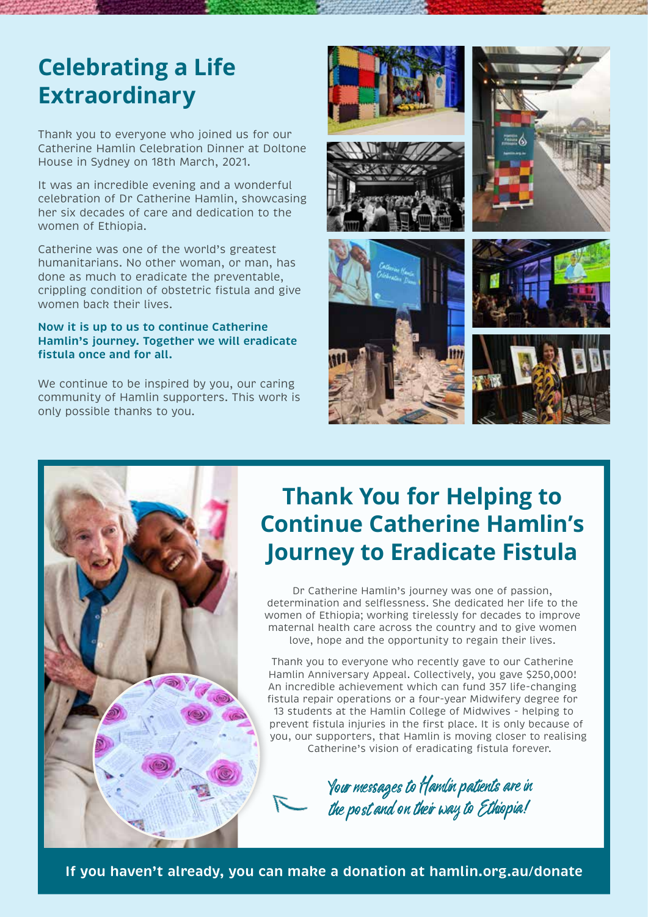## Celebrating a Life Extraordinary

Thank you to everyone who joined us for our Catherine Hamlin Celebration Dinner at Doltone House in Sydney on 18th March, 2021.

It was an incredible evening and a wonderful celebration of Dr Catherine Hamlin, showcasing her six decades of care and dedication to the women of Ethiopia.

Catherine was one of the world's greatest humanitarians. No other woman, or man, has done as much to eradicate the preventable, crippling condition of obstetric fistula and give women back their lives.

**Now it is up to us to continue Catherine Hamlin's journey. Together we will eradicate fistula once and for all.**

We continue to be inspired by you, our caring community of Hamlin supporters. This work is only possible thanks to you.

## Thank You for Helping to Continue Catherine Hamlin's Journey to Eradicate Fistula

Dr Catherine Hamlin's journey was one of passion, determination and selflessness. She dedicated her life to the women of Ethiopia; working tirelessly for decades to improve maternal health care across the country and to give women love, hope and the opportunity to regain their lives.

Thank you to everyone who recently gave to our Catherine Hamlin Anniversary Appeal. Collectively, you gave $250,000! An incredible achievement which can fund 357 life-changing fistula repair operations or a four-year Midwifery degree for 13 students at the Hamlin College of Midwives - helping to prevent fistula injuries in the first place. It is only because of you, our supporters, that Hamlin is moving closer to realising Catherine's vision of eradicating fistula forever.

*Your messages to Hamlin patients are in the post and on their way to Ethiopia!*

**If you haven't already, you can make a donation at hamlin.org.au/donate**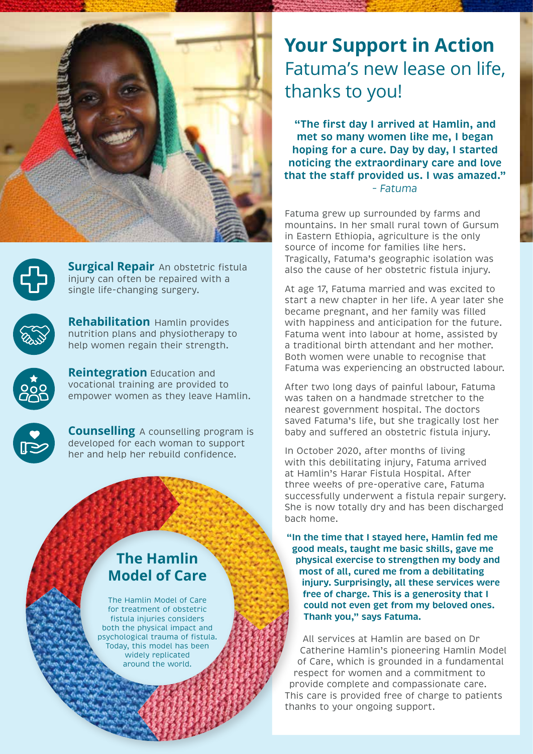# Your Support in Action

## Fatuma's new lease on life, thanks to you!

**"The first day I arrived at Hamlin, and met so many women like me, I began hoping for a cure. Day by day, I started noticing the extraordinary care and love that the staff provided us. I was amazed."**
*- Fatuma*

Fatuma grew up surrounded by farms and mountains. In her small rural town of Gursum in Eastern Ethiopia, agriculture is the only source of income for families like hers. Tragically, Fatuma's geographic isolation was also the cause of her obstetric fistula injury.

At age 17, Fatuma married and was excited to start a new chapter in her life. A year later she became pregnant, and her family was filled with happiness and anticipation for the future. Fatuma went into labour at home, assisted by a traditional birth attendant and her mother. Both women were unable to recognise that Fatuma was experiencing an obstructed labour.

After two long days of painful labour, Fatuma was taken on a handmade stretcher to the nearest government hospital. The doctors saved Fatuma's life, but she tragically lost her baby and suffered an obstetric fistula injury.

In October 2020, after months of living with this debilitating injury, Fatuma arrived at Hamlin's Harar Fistula Hospital. After three weeks of pre-operative care, Fatuma successfully underwent a fistula repair surgery. She is now totally dry and has been discharged back home.

**"In the time that I stayed here, Hamlin fed me good meals, taught me basic skills, gave me physical exercise to strengthen my body and most of all, cured me from a debilitating injury. Surprisingly, all these services were free of charge. This is a generosity that I could not even get from my beloved ones. Thank you," says Fatuma.**

All services at Hamlin are based on Dr Catherine Hamlin's pioneering Hamlin Model of Care, which is grounded in a fundamental respect for women and a commitment to provide complete and compassionate care. This care is provided free of charge to patients thanks to your ongoing support.

**Surgical Repair** An obstetric fistula injury can often be repaired with a single life-changing surgery.

**Rehabilitation** Hamlin provides nutrition plans and physiotherapy to help women regain their strength.

**Reintegration** Education and vocational training are provided to empower women as they leave Hamlin.

**Counselling** A counselling program is developed for each woman to support her and help her rebuild confidence.

## The Hamlin Model of Care

The Hamlin Model of Care for treatment of obstetric fistula injuries considers both the physical impact and psychological trauma of fistula. Today, this model has been widely replicated around the world.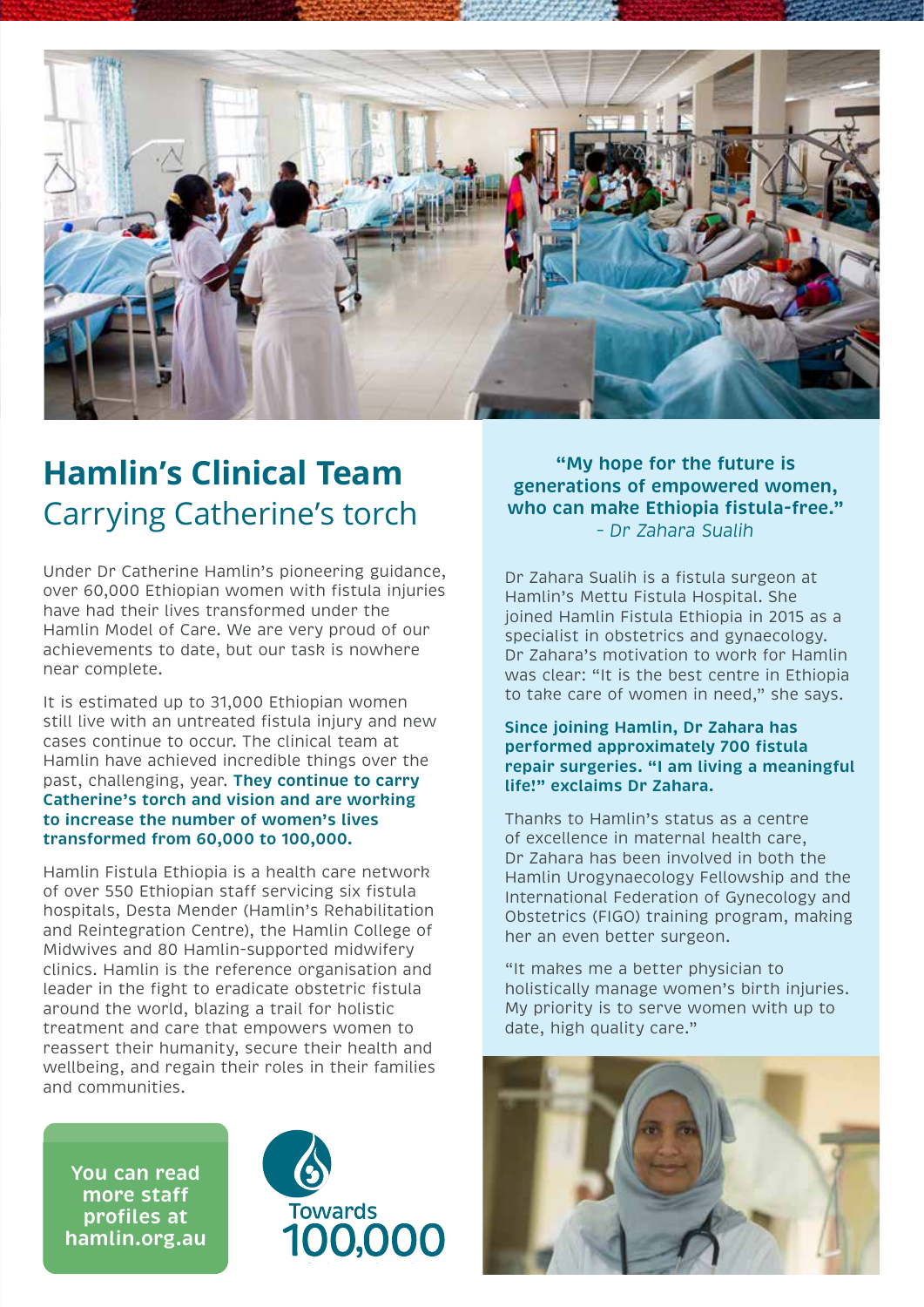# Hamlin's Clinical Team

## Carrying Catherine's torch

Under Dr Catherine Hamlin's pioneering guidance, over 60,000 Ethiopian women with fistula injuries have had their lives transformed under the Hamlin Model of Care. We are very proud of our achievements to date, but our task is nowhere near complete.

It is estimated up to 31,000 Ethiopian women still live with an untreated fistula injury and new cases continue to occur. The clinical team at Hamlin have achieved incredible things over the past, challenging, year. **They continue to carry Catherine's torch and vision and are working to increase the number of women's lives transformed from 60,000 to 100,000.**

Hamlin Fistula Ethiopia is a health care network of over 550 Ethiopian staff servicing six fistula hospitals, Desta Mender (Hamlin's Rehabilitation and Reintegration Centre), the Hamlin College of Midwives and 80 Hamlin-supported midwifery clinics. Hamlin is the reference organisation and leader in the fight to eradicate obstetric fistula around the world, blazing a trail for holistic treatment and care that empowers women to reassert their humanity, secure their health and wellbeing, and regain their roles in their families and communities.

**You can read more staff profiles at hamlin.org.au**

Towards 100,000

**"My hope for the future is generations of empowered women, who can make Ethiopia fistula-free."**
*– Dr Zahara Sualih*

Dr Zahara Sualih is a fistula surgeon at Hamlin's Mettu Fistula Hospital. She joined Hamlin Fistula Ethiopia in 2015 as a specialist in obstetrics and gynaecology. Dr Zahara's motivation to work for Hamlin was clear: "It is the best centre in Ethiopia to take care of women in need," she says.

**Since joining Hamlin, Dr Zahara has performed approximately 700 fistula repair surgeries. "I am living a meaningful life!" exclaims Dr Zahara.**

Thanks to Hamlin's status as a centre of excellence in maternal health care, Dr Zahara has been involved in both the Hamlin Urogynaecology Fellowship and the International Federation of Gynecology and Obstetrics (FIGO) training program, making her an even better surgeon.

"It makes me a better physician to holistically manage women's birth injuries. My priority is to serve women with up to date, high quality care."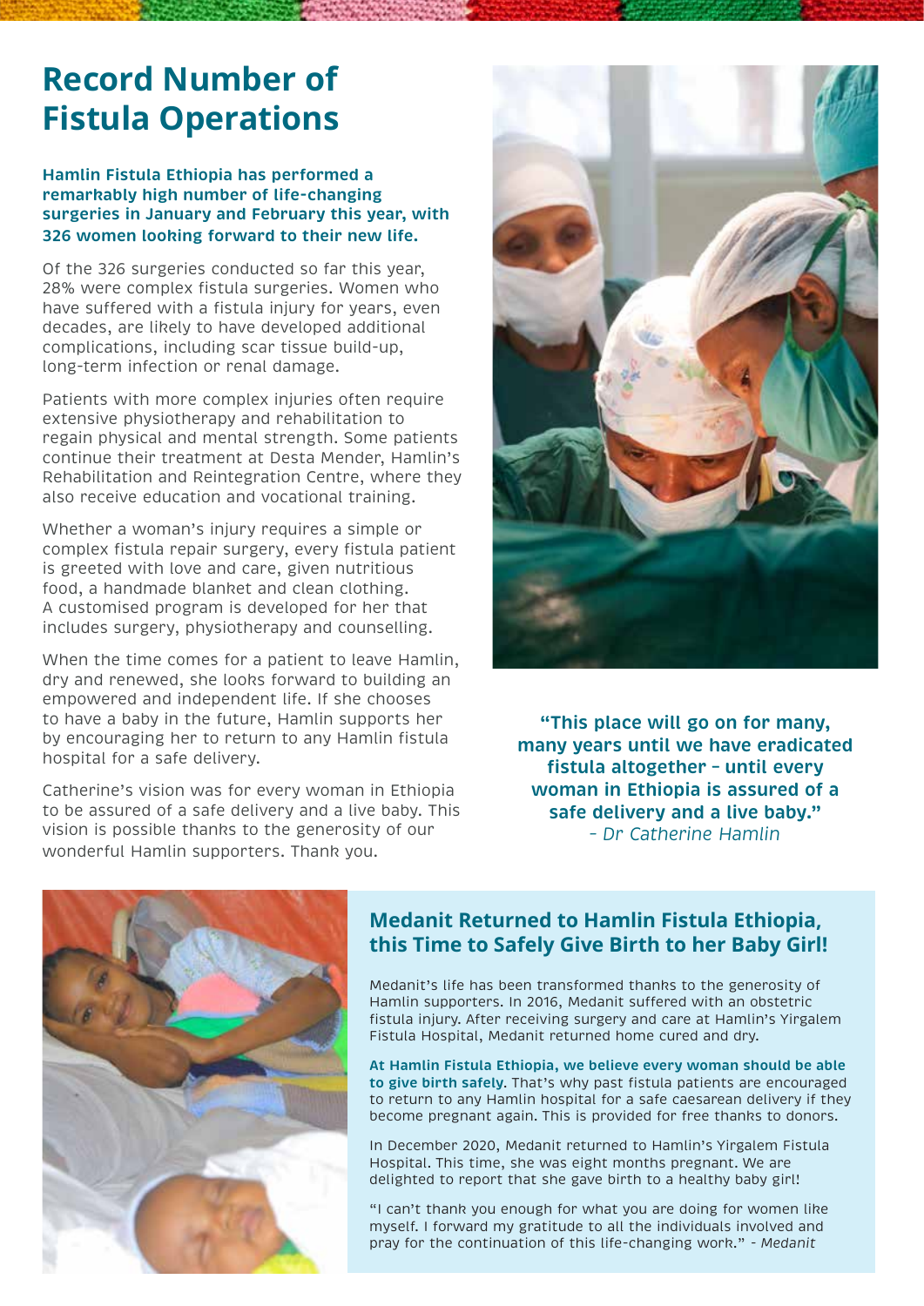# Record Number of Fistula Operations

**Hamlin Fistula Ethiopia has performed a remarkably high number of life-changing surgeries in January and February this year, with 326 women looking forward to their new life.**

Of the 326 surgeries conducted so far this year, 28% were complex fistula surgeries. Women who have suffered with a fistula injury for years, even decades, are likely to have developed additional complications, including scar tissue build-up, long-term infection or renal damage.

Patients with more complex injuries often require extensive physiotherapy and rehabilitation to regain physical and mental strength. Some patients continue their treatment at Desta Mender, Hamlin's Rehabilitation and Reintegration Centre, where they also receive education and vocational training.

Whether a woman's injury requires a simple or complex fistula repair surgery, every fistula patient is greeted with love and care, given nutritious food, a handmade blanket and clean clothing. A customised program is developed for her that includes surgery, physiotherapy and counselling.

When the time comes for a patient to leave Hamlin, dry and renewed, she looks forward to building an empowered and independent life. If she chooses to have a baby in the future, Hamlin supports her by encouraging her to return to any Hamlin fistula hospital for a safe delivery.

Catherine's vision was for every woman in Ethiopia to be assured of a safe delivery and a live baby. This vision is possible thanks to the generosity of our wonderful Hamlin supporters. Thank you.

**"This place will go on for many, many years until we have eradicated fistula altogether – until every woman in Ethiopia is assured of a safe delivery and a live baby."**
*- Dr Catherine Hamlin*

## Medanit Returned to Hamlin Fistula Ethiopia, this Time to Safely Give Birth to her Baby Girl!

Medanit's life has been transformed thanks to the generosity of Hamlin supporters. In 2016, Medanit suffered with an obstetric fistula injury. After receiving surgery and care at Hamlin's Yirgalem Fistula Hospital, Medanit returned home cured and dry.

**At Hamlin Fistula Ethiopia, we believe every woman should be able to give birth safely.** That's why past fistula patients are encouraged to return to any Hamlin hospital for a safe caesarean delivery if they become pregnant again. This is provided for free thanks to donors.

In December 2020, Medanit returned to Hamlin's Yirgalem Fistula Hospital. This time, she was eight months pregnant. We are delighted to report that she gave birth to a healthy baby girl!

"I can't thank you enough for what you are doing for women like myself. I forward my gratitude to all the individuals involved and pray for the continuation of this life-changing work." - *Medanit*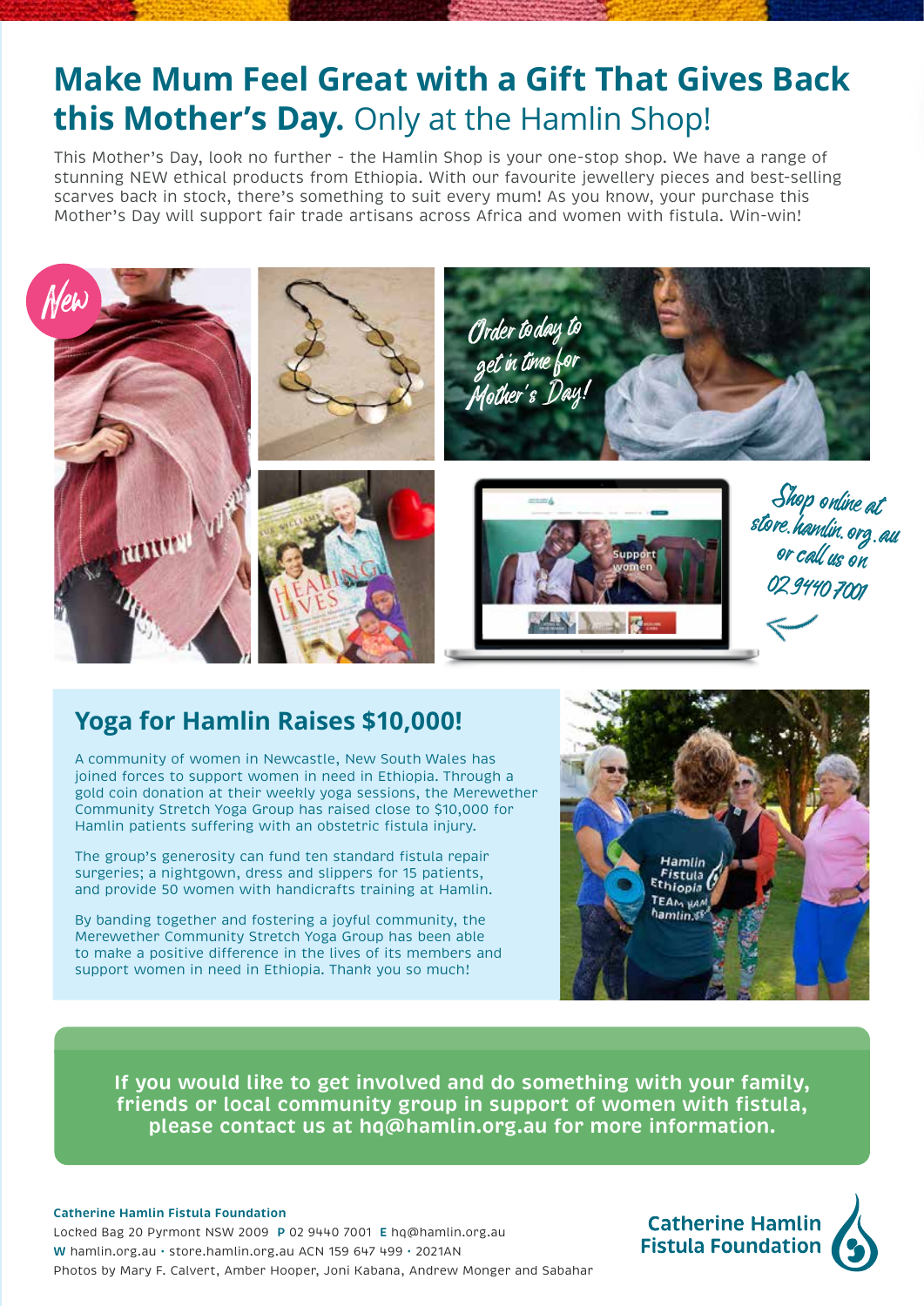# Make Mum Feel Great with a Gift That Gives Back this Mother's Day. Only at the Hamlin Shop!

This Mother's Day, look no further - the Hamlin Shop is your one-stop shop. We have a range of stunning NEW ethical products from Ethiopia. With our favourite jewellery pieces and best-selling scarves back in stock, there's something to suit every mum! As you know, your purchase this Mother's Day will support fair trade artisans across Africa and women with fistula. Win-win!

New

*Order today to get in time for Mother's Day!*

*Shop online at store.hamlin.org.au or call us on 02 9440 7001*

## Yoga for Hamlin Raises $10,000!

A community of women in Newcastle, New South Wales has joined forces to support women in need in Ethiopia. Through a gold coin donation at their weekly yoga sessions, the Merewether Community Stretch Yoga Group has raised close to $10,000 for Hamlin patients suffering with an obstetric fistula injury.

The group's generosity can fund ten standard fistula repair surgeries; a nightgown, dress and slippers for 15 patients, and provide 50 women with handicrafts training at Hamlin.

By banding together and fostering a joyful community, the Merewether Community Stretch Yoga Group has been able to make a positive difference in the lives of its members and support women in need in Ethiopia. Thank you so much!

**If you would like to get involved and do something with your family, friends or local community group in support of women with fistula, please contact us at hq@hamlin.org.au for more information.**

**Catherine Hamlin Fistula Foundation**
Locked Bag 20 Pyrmont NSW 2009 **P** 02 9440 7001 **E** hq@hamlin.org.au
**W** hamlin.org.au · store.hamlin.org.au ACN 159 647 499 · 2021AN
Photos by Mary F. Calvert, Amber Hooper, Joni Kabana, Andrew Monger and Sabahar

Catherine Hamlin Fistula Foundation